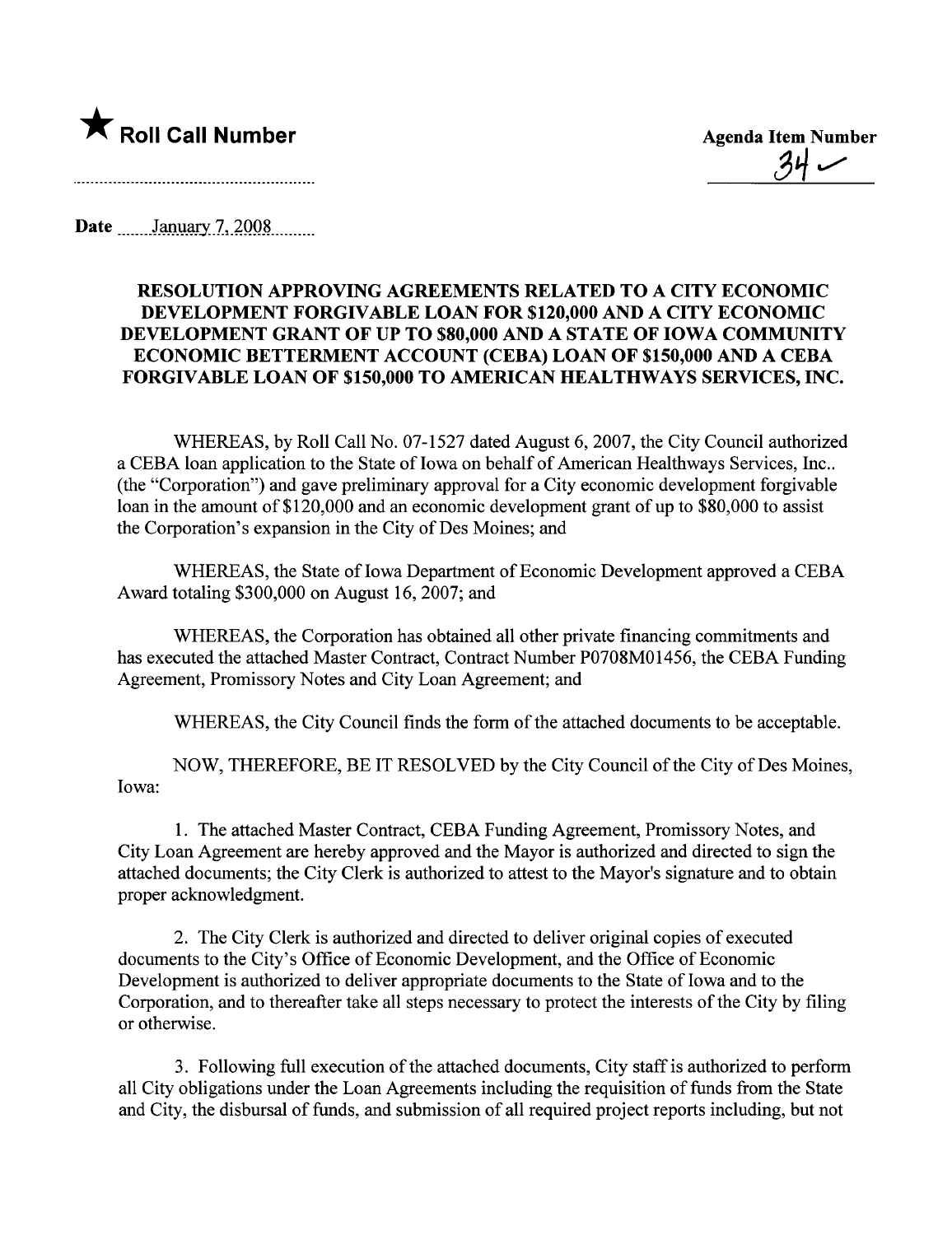★ **Roll Call Number**

**Agenda Item Number**

34 ✓

**Date** January 7, 2008

**RESOLUTION APPROVING AGREEMENTS RELATED TO A CITY ECONOMIC DEVELOPMENT FORGIVABLE LOAN FOR $120,000 AND A CITY ECONOMIC DEVELOPMENT GRANT OF UP TO $80,000 AND A STATE OF IOWA COMMUNITY ECONOMIC BETTERMENT ACCOUNT (CEBA) LOAN OF $150,000 AND A CEBA FORGIVABLE LOAN OF $150,000 TO AMERICAN HEALTHWAYS SERVICES, INC.**

WHEREAS, by Roll Call No. 07-1527 dated August 6, 2007, the City Council authorized a CEBA loan application to the State of Iowa on behalf of American Healthways Services, Inc.. (the "Corporation") and gave preliminary approval for a City economic development forgivable loan in the amount of $120,000 and an economic development grant of up to $80,000 to assist the Corporation's expansion in the City of Des Moines; and

WHEREAS, the State of Iowa Department of Economic Development approved a CEBA Award totaling $300,000 on August 16, 2007; and

WHEREAS, the Corporation has obtained all other private financing commitments and has executed the attached Master Contract, Contract Number P0708M01456, the CEBA Funding Agreement, Promissory Notes and City Loan Agreement; and

WHEREAS, the City Council finds the form of the attached documents to be acceptable.

NOW, THEREFORE, BE IT RESOLVED by the City Council of the City of Des Moines, Iowa:

1. The attached Master Contract, CEBA Funding Agreement, Promissory Notes, and City Loan Agreement are hereby approved and the Mayor is authorized and directed to sign the attached documents; the City Clerk is authorized to attest to the Mayor's signature and to obtain proper acknowledgment.

2. The City Clerk is authorized and directed to deliver original copies of executed documents to the City's Office of Economic Development, and the Office of Economic Development is authorized to deliver appropriate documents to the State of Iowa and to the Corporation, and to thereafter take all steps necessary to protect the interests of the City by filing or otherwise.

3. Following full execution of the attached documents, City staff is authorized to perform all City obligations under the Loan Agreements including the requisition of funds from the State and City, the disbursal of funds, and submission of all required project reports including, but not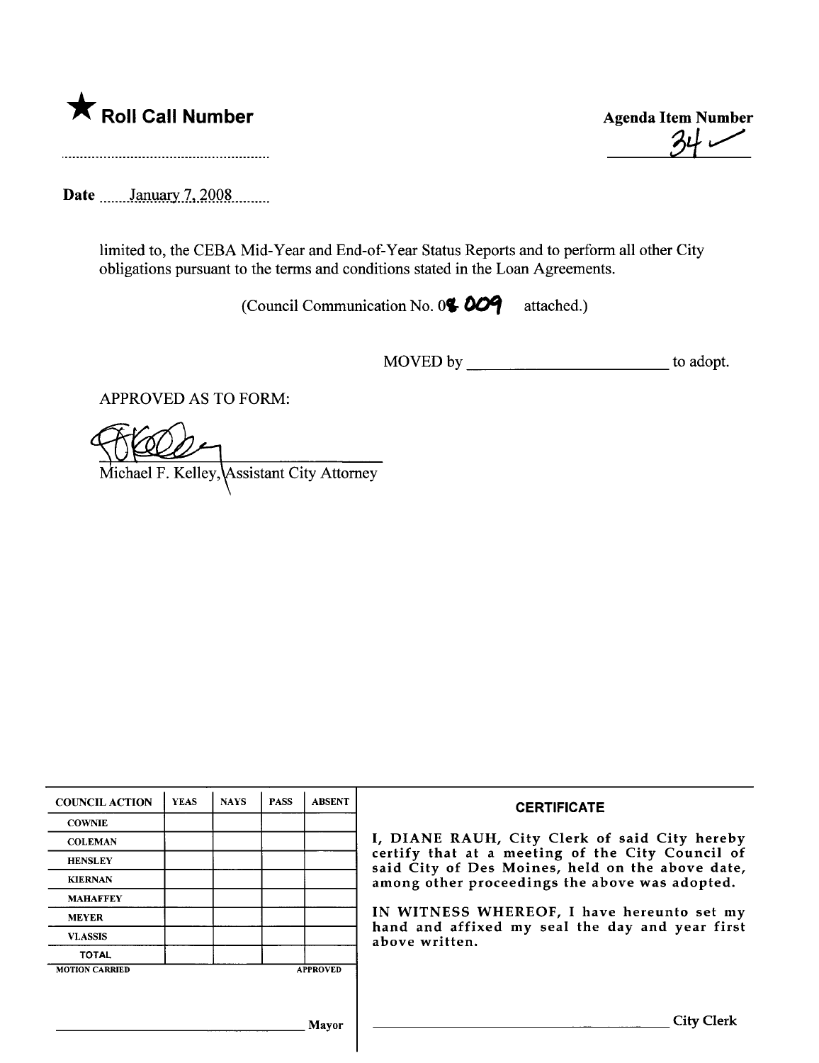★ **Roll Call Number**

..........................................................

**Agenda Item Number**

34 ✓

**Date** January 7, 2008

limited to, the CEBA Mid-Year and End-of-Year Status Reports and to perform all other City obligations pursuant to the terms and conditions stated in the Loan Agreements.

(Council Communication No. 08-009 attached.)

MOVED by ________________________ to adopt.

APPROVED AS TO FORM:

Michael F. Kelley, Assistant City Attorney

| COUNCIL ACTION | YEAS | NAYS | PASS | ABSENT |
|---|---|---|---|---|
| COWNIE | | | | |
| COLEMAN | | | | |
| HENSLEY | | | | |
| KIERNAN | | | | |
| MAHAFFEY | | | | |
| MEYER | | | | |
| VLASSIS | | | | |
| TOTAL | | | | |

MOTION CARRIED APPROVED

________________________________ Mayor

**CERTIFICATE**

I, DIANE RAUH, City Clerk of said City hereby certify that at a meeting of the City Council of said City of Des Moines, held on the above date, among other proceedings the above was adopted.

IN WITNESS WHEREOF, I have hereunto set my hand and affixed my seal the day and year first above written.

________________________________ City Clerk